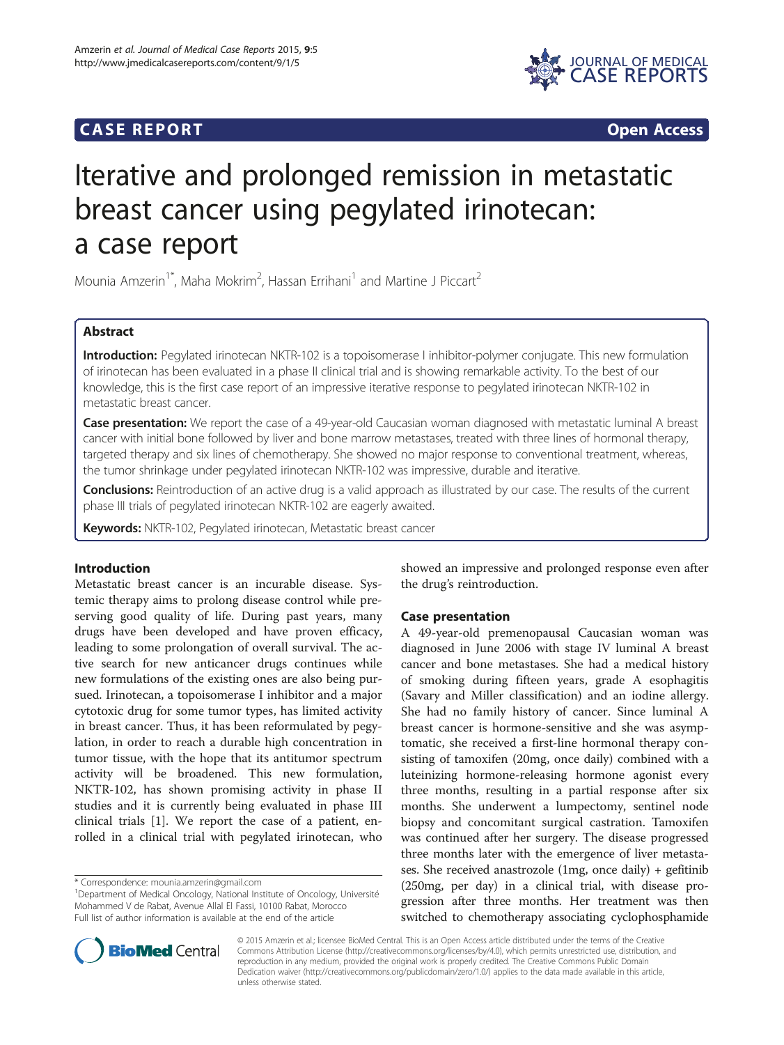# CASE REPORT Open Access

# Iterative and prolonged remission in metastatic breast cancer using pegylated irinotecan: a case report

Mounia Amzerin[1*], Maha Mokrim[2], Hassan Errihani[1] and Martine J Piccart[2]

## Abstract

**Introduction:** Pegylated irinotecan NKTR-102 is a topoisomerase I inhibitor-polymer conjugate. This new formulation of irinotecan has been evaluated in a phase II clinical trial and is showing remarkable activity. To the best of our knowledge, this is the first case report of an impressive iterative response to pegylated irinotecan NKTR-102 in metastatic breast cancer.

**Case presentation:** We report the case of a 49-year-old Caucasian woman diagnosed with metastatic luminal A breast cancer with initial bone followed by liver and bone marrow metastases, treated with three lines of hormonal therapy, targeted therapy and six lines of chemotherapy. She showed no major response to conventional treatment, whereas, the tumor shrinkage under pegylated irinotecan NKTR-102 was impressive, durable and iterative.

**Conclusions:** Reintroduction of an active drug is a valid approach as illustrated by our case. The results of the current phase III trials of pegylated irinotecan NKTR-102 are eagerly awaited.

**Keywords:** NKTR-102, Pegylated irinotecan, Metastatic breast cancer

## Introduction

Metastatic breast cancer is an incurable disease. Systemic therapy aims to prolong disease control while preserving good quality of life. During past years, many drugs have been developed and have proven efficacy, leading to some prolongation of overall survival. The active search for new anticancer drugs continues while new formulations of the existing ones are also being pursued. Irinotecan, a topoisomerase I inhibitor and a major cytotoxic drug for some tumor types, has limited activity in breast cancer. Thus, it has been reformulated by pegylation, in order to reach a durable high concentration in tumor tissue, with the hope that its antitumor spectrum activity will be broadened. This new formulation, NKTR-102, has shown promising activity in phase II studies and it is currently being evaluated in phase III clinical trials [1]. We report the case of a patient, enrolled in a clinical trial with pegylated irinotecan, who showed an impressive and prolonged response even after the drug's reintroduction.

## Case presentation

A 49-year-old premenopausal Caucasian woman was diagnosed in June 2006 with stage IV luminal A breast cancer and bone metastases. She had a medical history of smoking during fifteen years, grade A esophagitis (Savary and Miller classification) and an iodine allergy. She had no family history of cancer. Since luminal A breast cancer is hormone-sensitive and she was asymptomatic, she received a first-line hormonal therapy consisting of tamoxifen (20mg, once daily) combined with a luteinizing hormone-releasing hormone agonist every three months, resulting in a partial response after six months. She underwent a lumpectomy, sentinel node biopsy and concomitant surgical castration. Tamoxifen was continued after her surgery. The disease progressed three months later with the emergence of liver metastases. She received anastrozole (1mg, once daily) + gefitinib (250mg, per day) in a clinical trial, with disease progression after three months. Her treatment was then switched to chemotherapy associating cyclophosphamide

\* Correspondence: mounia.amzerin@gmail.com
[1]Department of Medical Oncology, National Institute of Oncology, Université Mohammed V de Rabat, Avenue Allal El Fassi, 10100 Rabat, Morocco
Full list of author information is available at the end of the article

© 2015 Amzerin et al.; licensee BioMed Central. This is an Open Access article distributed under the terms of the Creative Commons Attribution License (http://creativecommons.org/licenses/by/4.0), which permits unrestricted use, distribution, and reproduction in any medium, provided the original work is properly credited. The Creative Commons Public Domain Dedication waiver (http://creativecommons.org/publicdomain/zero/1.0/) applies to the data made available in this article, unless otherwise stated.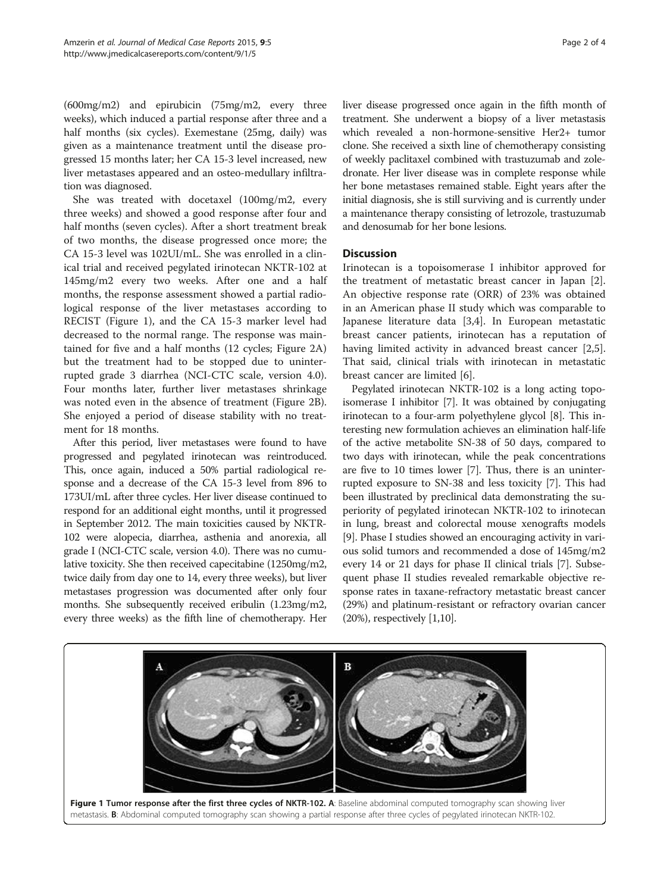(600mg/m2) and epirubicin (75mg/m2, every three weeks), which induced a partial response after three and a half months (six cycles). Exemestane (25mg, daily) was given as a maintenance treatment until the disease progressed 15 months later; her CA 15-3 level increased, new liver metastases appeared and an osteo-medullary infiltration was diagnosed.

She was treated with docetaxel (100mg/m2, every three weeks) and showed a good response after four and half months (seven cycles). After a short treatment break of two months, the disease progressed once more; the CA 15-3 level was 102UI/mL. She was enrolled in a clinical trial and received pegylated irinotecan NKTR-102 at 145mg/m2 every two weeks. After one and a half months, the response assessment showed a partial radiological response of the liver metastases according to RECIST (Figure 1), and the CA 15-3 marker level had decreased to the normal range. The response was maintained for five and a half months (12 cycles; Figure 2A) but the treatment had to be stopped due to uninterrupted grade 3 diarrhea (NCI-CTC scale, version 4.0). Four months later, further liver metastases shrinkage was noted even in the absence of treatment (Figure 2B). She enjoyed a period of disease stability with no treatment for 18 months.

After this period, liver metastases were found to have progressed and pegylated irinotecan was reintroduced. This, once again, induced a 50% partial radiological response and a decrease of the CA 15-3 level from 896 to 173UI/mL after three cycles. Her liver disease continued to respond for an additional eight months, until it progressed in September 2012. The main toxicities caused by NKTR-102 were alopecia, diarrhea, asthenia and anorexia, all grade I (NCI-CTC scale, version 4.0). There was no cumulative toxicity. She then received capecitabine (1250mg/m2, twice daily from day one to 14, every three weeks), but liver metastases progression was documented after only four months. She subsequently received eribulin (1.23mg/m2, every three weeks) as the fifth line of chemotherapy. Her liver disease progressed once again in the fifth month of treatment. She underwent a biopsy of a liver metastasis which revealed a non-hormone-sensitive Her2+ tumor clone. She received a sixth line of chemotherapy consisting of weekly paclitaxel combined with trastuzumab and zoledronate. Her liver disease was in complete response while her bone metastases remained stable. Eight years after the initial diagnosis, she is still surviving and is currently under a maintenance therapy consisting of letrozole, trastuzumab and denosumab for her bone lesions.

## Discussion

Irinotecan is a topoisomerase I inhibitor approved for the treatment of metastatic breast cancer in Japan [2]. An objective response rate (ORR) of 23% was obtained in an American phase II study which was comparable to Japanese literature data [3,4]. In European metastatic breast cancer patients, irinotecan has a reputation of having limited activity in advanced breast cancer [2,5]. That said, clinical trials with irinotecan in metastatic breast cancer are limited [6].

Pegylated irinotecan NKTR-102 is a long acting topoisomerase I inhibitor [7]. It was obtained by conjugating irinotecan to a four-arm polyethylene glycol [8]. This interesting new formulation achieves an elimination half-life of the active metabolite SN-38 of 50 days, compared to two days with irinotecan, while the peak concentrations are five to 10 times lower [7]. Thus, there is an uninterrupted exposure to SN-38 and less toxicity [7]. This had been illustrated by preclinical data demonstrating the superiority of pegylated irinotecan NKTR-102 to irinotecan in lung, breast and colorectal mouse xenografts models [9]. Phase I studies showed an encouraging activity in various solid tumors and recommended a dose of 145mg/m2 every 14 or 21 days for phase II clinical trials [7]. Subsequent phase II studies revealed remarkable objective response rates in taxane-refractory metastatic breast cancer (29%) and platinum-resistant or refractory ovarian cancer (20%), respectively [1,10].

**Figure 1 Tumor response after the first three cycles of NKTR-102. A**: Baseline abdominal computed tomography scan showing liver metastasis. **B**: Abdominal computed tomography scan showing a partial response after three cycles of pegylated irinotecan NKTR-102.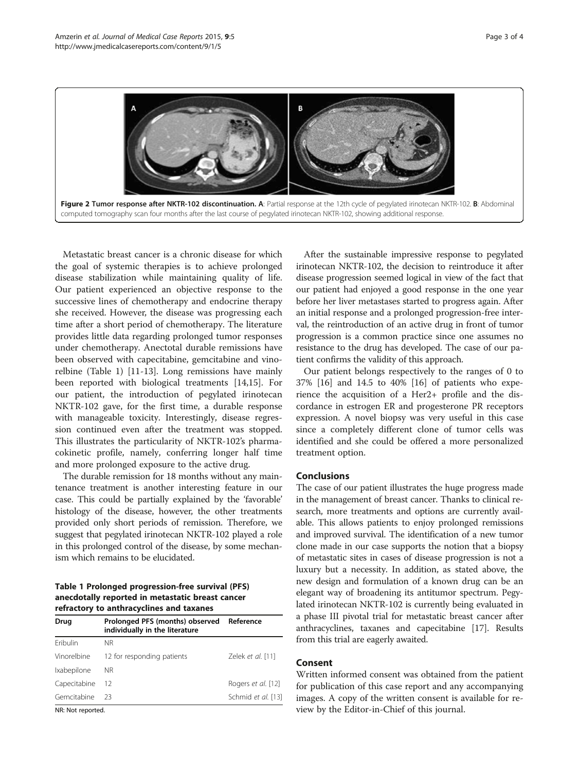**Figure 2 Tumor response after NKTR-102 discontinuation. A**: Partial response at the 12th cycle of pegylated irinotecan NKTR-102. **B**: Abdominal computed tomography scan four months after the last course of pegylated irinotecan NKTR-102, showing additional response.

Metastatic breast cancer is a chronic disease for which the goal of systemic therapies is to achieve prolonged disease stabilization while maintaining quality of life. Our patient experienced an objective response to the successive lines of chemotherapy and endocrine therapy she received. However, the disease was progressing each time after a short period of chemotherapy. The literature provides little data regarding prolonged tumor responses under chemotherapy. Anectotal durable remissions have been observed with capecitabine, gemcitabine and vinorelbine (Table 1) [11-13]. Long remissions have mainly been reported with biological treatments [14,15]. For our patient, the introduction of pegylated irinotecan NKTR-102 gave, for the first time, a durable response with manageable toxicity. Interestingly, disease regression continued even after the treatment was stopped. This illustrates the particularity of NKTR-102's pharmacokinetic profile, namely, conferring longer half time and more prolonged exposure to the active drug.

The durable remission for 18 months without any maintenance treatment is another interesting feature in our case. This could be partially explained by the 'favorable' histology of the disease, however, the other treatments provided only short periods of remission. Therefore, we suggest that pegylated irinotecan NKTR-102 played a role in this prolonged control of the disease, by some mechanism which remains to be elucidated.

**Table 1 Prolonged progression-free survival (PFS) anecdotally reported in metastatic breast cancer refractory to anthracyclines and taxanes**

| Drug | Prolonged PFS (months) observed individually in the literature | Reference |
|---|---|---|
| Eribulin | NR | |
| Vinorelbine | 12 for responding patients | Zelek *et al.* [11] |
| Ixabepilone | NR | |
| Capecitabine | 12 | Rogers *et al.* [12] |
| Gemcitabine | 23 | Schmid *et al.* [13] |

NR: Not reported.

After the sustainable impressive response to pegylated irinotecan NKTR-102, the decision to reintroduce it after disease progression seemed logical in view of the fact that our patient had enjoyed a good response in the one year before her liver metastases started to progress again. After an initial response and a prolonged progression-free interval, the reintroduction of an active drug in front of tumor progression is a common practice since one assumes no resistance to the drug has developed. The case of our patient confirms the validity of this approach.

Our patient belongs respectively to the ranges of 0 to 37% [16] and 14.5 to 40% [16] of patients who experience the acquisition of a Her2+ profile and the discordance in estrogen ER and progesterone PR receptors expression. A novel biopsy was very useful in this case since a completely different clone of tumor cells was identified and she could be offered a more personalized treatment option.

## Conclusions

The case of our patient illustrates the huge progress made in the management of breast cancer. Thanks to clinical research, more treatments and options are currently available. This allows patients to enjoy prolonged remissions and improved survival. The identification of a new tumor clone made in our case supports the notion that a biopsy of metastatic sites in cases of disease progression is not a luxury but a necessity. In addition, as stated above, the new design and formulation of a known drug can be an elegant way of broadening its antitumor spectrum. Pegylated irinotecan NKTR-102 is currently being evaluated in a phase III pivotal trial for metastatic breast cancer after anthracyclines, taxanes and capecitabine [17]. Results from this trial are eagerly awaited.

## Consent

Written informed consent was obtained from the patient for publication of this case report and any accompanying images. A copy of the written consent is available for review by the Editor-in-Chief of this journal.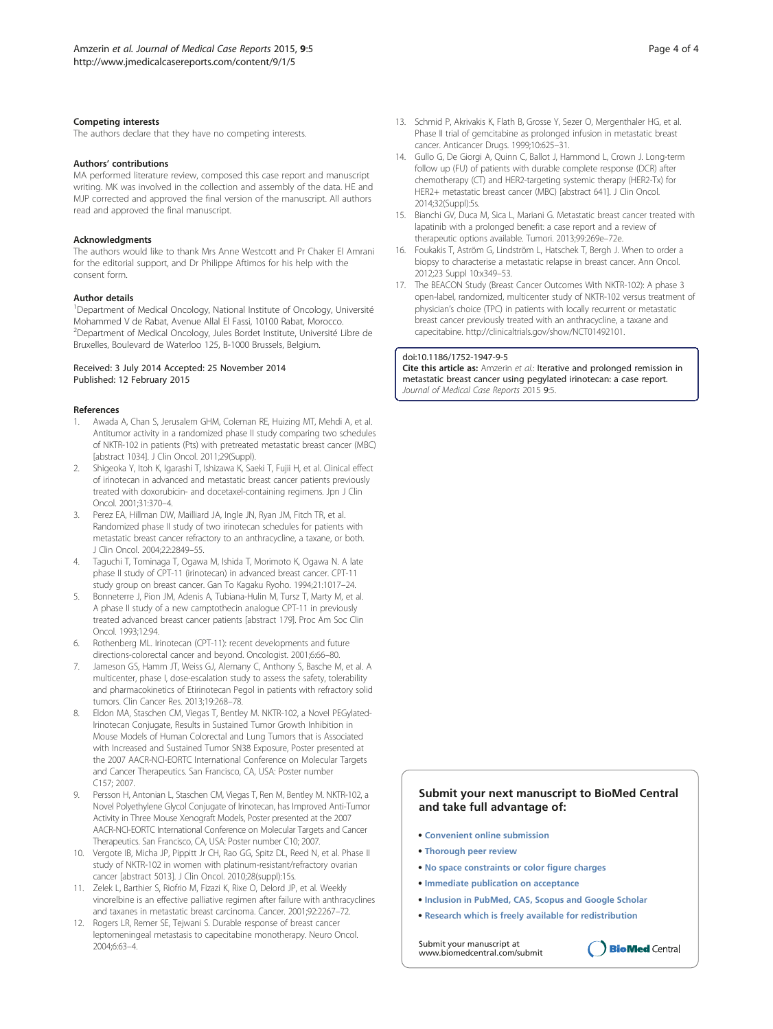### Competing interests

The authors declare that they have no competing interests.

### Authors' contributions

MA performed literature review, composed this case report and manuscript writing. MK was involved in the collection and assembly of the data. HE and MJP corrected and approved the final version of the manuscript. All authors read and approved the final manuscript.

### Acknowledgments

The authors would like to thank Mrs Anne Westcott and Pr Chaker El Amrani for the editorial support, and Dr Philippe Aftimos for his help with the consent form.

### Author details

[1]Department of Medical Oncology, National Institute of Oncology, Université Mohammed V de Rabat, Avenue Allal El Fassi, 10100 Rabat, Morocco. [2]Department of Medical Oncology, Jules Bordet Institute, Université Libre de Bruxelles, Boulevard de Waterloo 125, B-1000 Brussels, Belgium.

Received: 3 July 2014 Accepted: 25 November 2014
Published: 12 February 2015

### References

1. Awada A, Chan S, Jerusalem GHM, Coleman RE, Huizing MT, Mehdi A, et al. Antitumor activity in a randomized phase II study comparing two schedules of NKTR-102 in patients (Pts) with pretreated metastatic breast cancer (MBC) [abstract 1034]. J Clin Oncol. 2011;29(Suppl).
2. Shigeoka Y, Itoh K, Igarashi T, Ishizawa K, Saeki T, Fujii H, et al. Clinical effect of irinotecan in advanced and metastatic breast cancer patients previously treated with doxorubicin- and docetaxel-containing regimens. Jpn J Clin Oncol. 2001;31:370–4.
3. Perez EA, Hillman DW, Mailliard JA, Ingle JN, Ryan JM, Fitch TR, et al. Randomized phase II study of two irinotecan schedules for patients with metastatic breast cancer refractory to an anthracycline, a taxane, or both. J Clin Oncol. 2004;22:2849–55.
4. Taguchi T, Tominaga T, Ogawa M, Ishida T, Morimoto K, Ogawa N. A late phase II study of CPT-11 (irinotecan) in advanced breast cancer. CPT-11 study group on breast cancer. Gan To Kagaku Ryoho. 1994;21:1017–24.
5. Bonneterre J, Pion JM, Adenis A, Tubiana-Hulin M, Tursz T, Marty M, et al. A phase II study of a new camptothecin analogue CPT-11 in previously treated advanced breast cancer patients [abstract 179]. Proc Am Soc Clin Oncol. 1993;12:94.
6. Rothenberg ML. Irinotecan (CPT-11): recent developments and future directions-colorectal cancer and beyond. Oncologist. 2001;6:66–80.
7. Jameson GS, Hamm JT, Weiss GJ, Alemany C, Anthony S, Basche M, et al. A multicenter, phase I, dose-escalation study to assess the safety, tolerability and pharmacokinetics of Etirinotecan Pegol in patients with refractory solid tumors. Clin Cancer Res. 2013;19:268–78.
8. Eldon MA, Staschen CM, Viegas T, Bentley M. NKTR-102, a Novel PEGylated-Irinotecan Conjugate, Results in Sustained Tumor Growth Inhibition in Mouse Models of Human Colorectal and Lung Tumors that is Associated with Increased and Sustained Tumor SN38 Exposure, Poster presented at the 2007 AACR-NCI-EORTC International Conference on Molecular Targets and Cancer Therapeutics. San Francisco, CA, USA: Poster number C157; 2007.
9. Persson H, Antonian L, Staschen CM, Viegas T, Ren M, Bentley M. NKTR-102, a Novel Polyethylene Glycol Conjugate of Irinotecan, has Improved Anti-Tumor Activity in Three Mouse Xenograft Models, Poster presented at the 2007 AACR-NCI-EORTC International Conference on Molecular Targets and Cancer Therapeutics. San Francisco, CA, USA: Poster number C10; 2007.
10. Vergote IB, Micha JP, Pippitt Jr CH, Rao GG, Spitz DL, Reed N, et al. Phase II study of NKTR-102 in women with platinum-resistant/refractory ovarian cancer [abstract 5013]. J Clin Oncol. 2010;28(suppl):15s.
11. Zelek L, Barthier S, Riofrio M, Fizazi K, Rixe O, Delord JP, et al. Weekly vinorelbine is an effective palliative regimen after failure with anthracyclines and taxanes in metastatic breast carcinoma. Cancer. 2001;92:2267–72.
12. Rogers LR, Remer SE, Tejwani S. Durable response of breast cancer leptomeningeal metastasis to capecitabine monotherapy. Neuro Oncol. 2004;6:63–4.
13. Schmid P, Akrivakis K, Flath B, Grosse Y, Sezer O, Mergenthaler HG, et al. Phase II trial of gemcitabine as prolonged infusion in metastatic breast cancer. Anticancer Drugs. 1999;10:625–31.
14. Gullo G, De Giorgi A, Quinn C, Ballot J, Hammond L, Crown J. Long-term follow up (FU) of patients with durable complete response (DCR) after chemotherapy (CT) and HER2-targeting systemic therapy (HER2-Tx) for HER2+ metastatic breast cancer (MBC) [abstract 641]. J Clin Oncol. 2014;32(Suppl):5s.
15. Bianchi GV, Duca M, Sica L, Mariani G. Metastatic breast cancer treated with lapatinib with a prolonged benefit: a case report and a review of therapeutic options available. Tumori. 2013;99:269e–72e.
16. Foukakis T, Åström G, Lindström L, Hatschek T, Bergh J. When to order a biopsy to characterise a metastatic relapse in breast cancer. Ann Oncol. 2012;23 Suppl 10:x349–53.
17. The BEACON Study (Breast Cancer Outcomes With NKTR-102): A phase 3 open-label, randomized, multicenter study of NKTR-102 versus treatment of physician's choice (TPC) in patients with locally recurrent or metastatic breast cancer previously treated with an anthracycline, a taxane and capecitabine. http://clinicaltrials.gov/show/NCT01492101.

doi:10.1186/1752-1947-9-5

**Cite this article as:** Amzerin *et al.*: Iterative and prolonged remission in metastatic breast cancer using pegylated irinotecan: a case report. *Journal of Medical Case Reports* 2015 **9**:5.

**Submit your next manuscript to BioMed Central and take full advantage of:**

- **Convenient online submission**
- **Thorough peer review**
- **No space constraints or color figure charges**
- **Immediate publication on acceptance**
- **Inclusion in PubMed, CAS, Scopus and Google Scholar**
- **Research which is freely available for redistribution**

Submit your manuscript at
www.biomedcentral.com/submit

BioMed Central